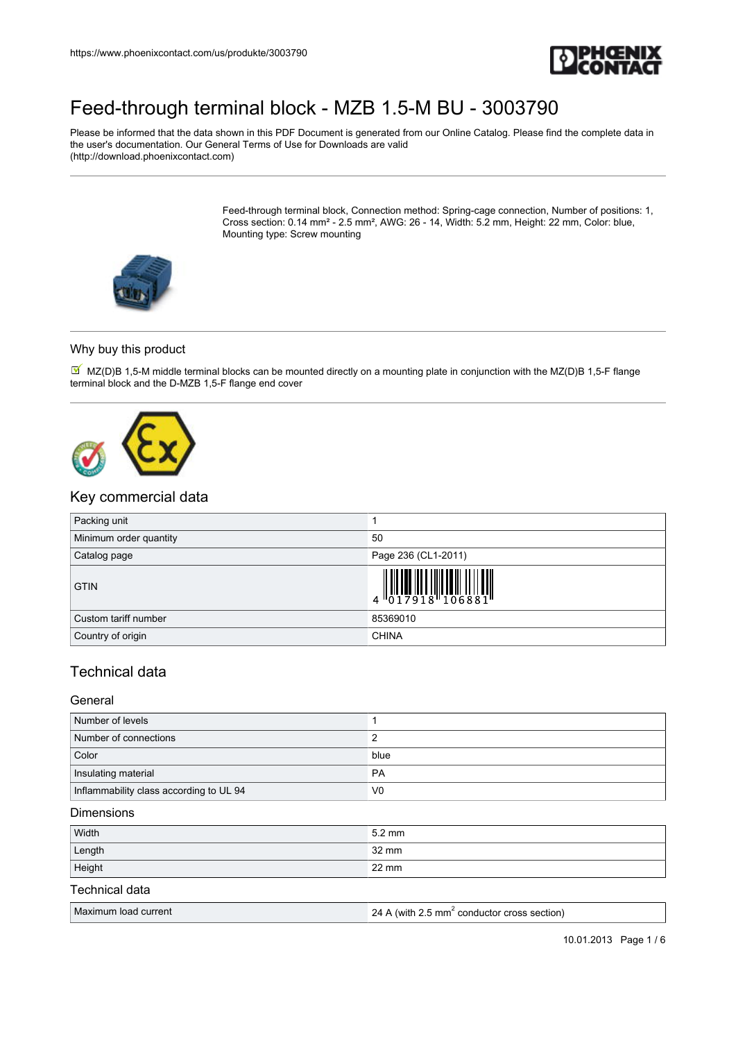https://www.phoenixcontact.com/us/produkte/3003790

# Feed-through terminal block - MZB 1.5-M BU - 3003790

Please be informed that the data shown in this PDF Document is generated from our Online Catalog. Please find the complete data in the user's documentation. Our General Terms of Use for Downloads are valid (http://download.phoenixcontact.com)

Feed-through terminal block, Connection method: Spring-cage connection, Number of positions: 1, Cross section: 0.14 mm² - 2.5 mm², AWG: 26 - 14, Width: 5.2 mm, Height: 22 mm, Color: blue, Mounting type: Screw mounting

## Why buy this product

- MZ(D)B 1,5-M middle terminal blocks can be mounted directly on a mounting plate in conjunction with the MZ(D)B 1,5-F flange terminal block and the D-MZB 1,5-F flange end cover

## Key commercial data

| | |
|---|---|
| Packing unit | 1 |
| Minimum order quantity | 50 |
| Catalog page | Page 236 (CL1-2011) |
| GTIN | 4 017918 106881 |
| Custom tariff number | 85369010 |
| Country of origin | CHINA |

## Technical data

### General

| | |
|---|---|
| Number of levels | 1 |
| Number of connections | 2 |
| Color | blue |
| Insulating material | PA |
| Inflammability class according to UL 94 | V0 |

### Dimensions

| | |
|---|---|
| Width | 5.2 mm |
| Length | 32 mm |
| Height | 22 mm |

### Technical data

| | |
|---|---|
| Maximum load current | 24 A (with 2.5 mm² conductor cross section) |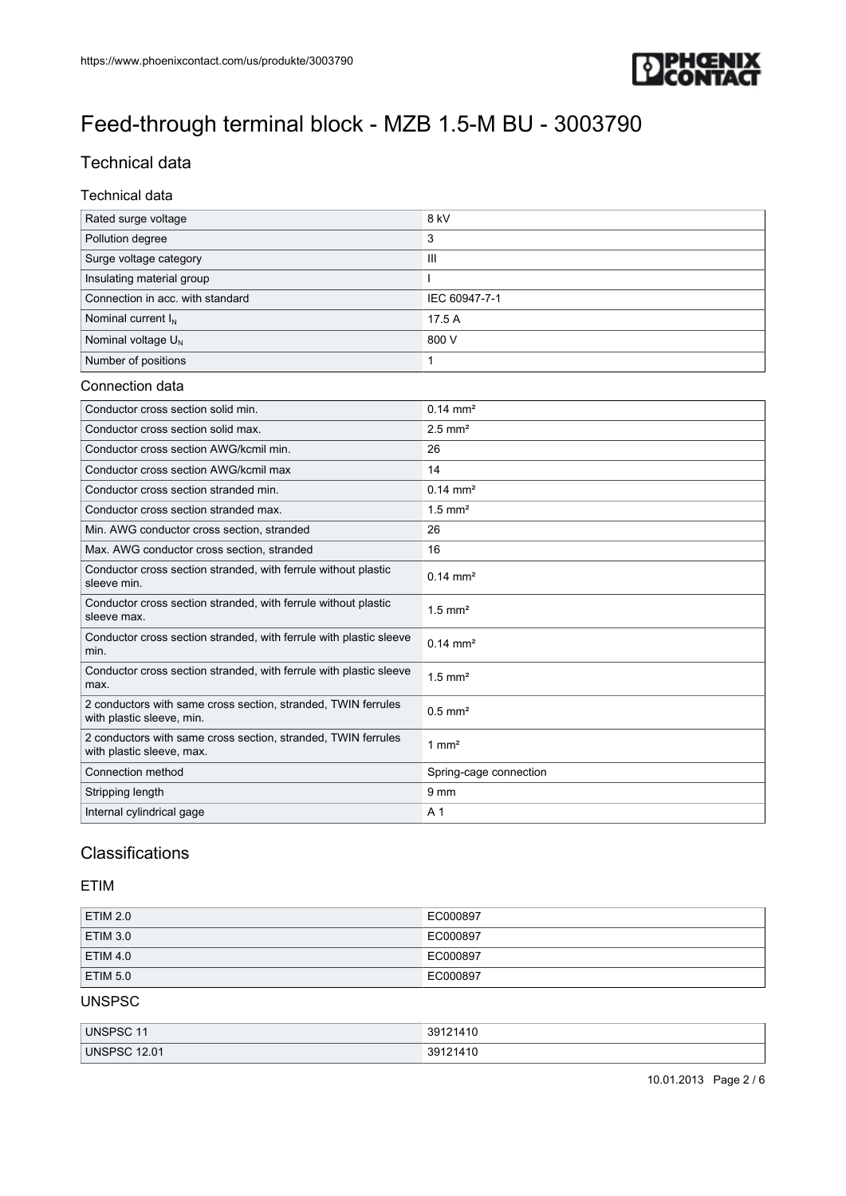# Feed-through terminal block - MZB 1.5-M BU - 3003790

## Technical data

### Technical data

| | |
|---|---|
| Rated surge voltage | 8 kV |
| Pollution degree | 3 |
| Surge voltage category | III |
| Insulating material group | I |
| Connection in acc. with standard | IEC 60947-7-1 |
| Nominal current $I_N$ | 17.5 A |
| Nominal voltage $U_N$ | 800 V |
| Number of positions | 1 |

### Connection data

| | |
|---|---|
| Conductor cross section solid min. | 0.14 mm² |
| Conductor cross section solid max. | 2.5 mm² |
| Conductor cross section AWG/kcmil min. | 26 |
| Conductor cross section AWG/kcmil max | 14 |
| Conductor cross section stranded min. | 0.14 mm² |
| Conductor cross section stranded max. | 1.5 mm² |
| Min. AWG conductor cross section, stranded | 26 |
| Max. AWG conductor cross section, stranded | 16 |
| Conductor cross section stranded, with ferrule without plastic sleeve min. | 0.14 mm² |
| Conductor cross section stranded, with ferrule without plastic sleeve max. | 1.5 mm² |
| Conductor cross section stranded, with ferrule with plastic sleeve min. | 0.14 mm² |
| Conductor cross section stranded, with ferrule with plastic sleeve max. | 1.5 mm² |
| 2 conductors with same cross section, stranded, TWIN ferrules with plastic sleeve, min. | 0.5 mm² |
| 2 conductors with same cross section, stranded, TWIN ferrules with plastic sleeve, max. | 1 mm² |
| Connection method | Spring-cage connection |
| Stripping length | 9 mm |
| Internal cylindrical gage | A 1 |

## Classifications

### ETIM

| | |
|---|---|
| ETIM 2.0 | EC000897 |
| ETIM 3.0 | EC000897 |
| ETIM 4.0 | EC000897 |
| ETIM 5.0 | EC000897 |

### UNSPSC

| | |
|---|---|
| UNSPSC 11 | 39121410 |
| UNSPSC 12.01 | 39121410 |

10.01.2013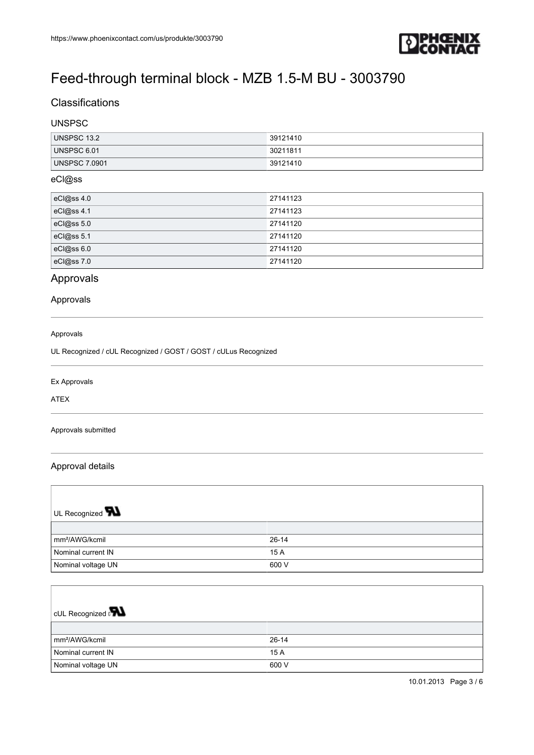# Feed-through terminal block - MZB 1.5-M BU - 3003790

## Classifications

### UNSPSC

| | |
|---|---|
| UNSPSC 13.2 | 39121410 |
| UNSPSC 6.01 | 30211811 |
| UNSPSC 7.0901 | 39121410 |

### eCl@ss

| | |
|---|---|
| eCl@ss 4.0 | 27141123 |
| eCl@ss 4.1 | 27141123 |
| eCl@ss 5.0 | 27141120 |
| eCl@ss 5.1 | 27141120 |
| eCl@ss 6.0 | 27141120 |
| eCl@ss 7.0 | 27141120 |

## Approvals

### Approvals

Approvals

UL Recognized / cUL Recognized / GOST / GOST / cULus Recognized

Ex Approvals

ATEX

Approvals submitted

### Approval details

| UL Recognized | |
|---|---|
| | |
| mm²/AWG/kcmil | 26-14 |
| Nominal current IN | 15 A |
| Nominal voltage UN | 600 V |

| cUL Recognized | |
|---|---|
| | |
| mm²/AWG/kcmil | 26-14 |
| Nominal current IN | 15 A |
| Nominal voltage UN | 600 V |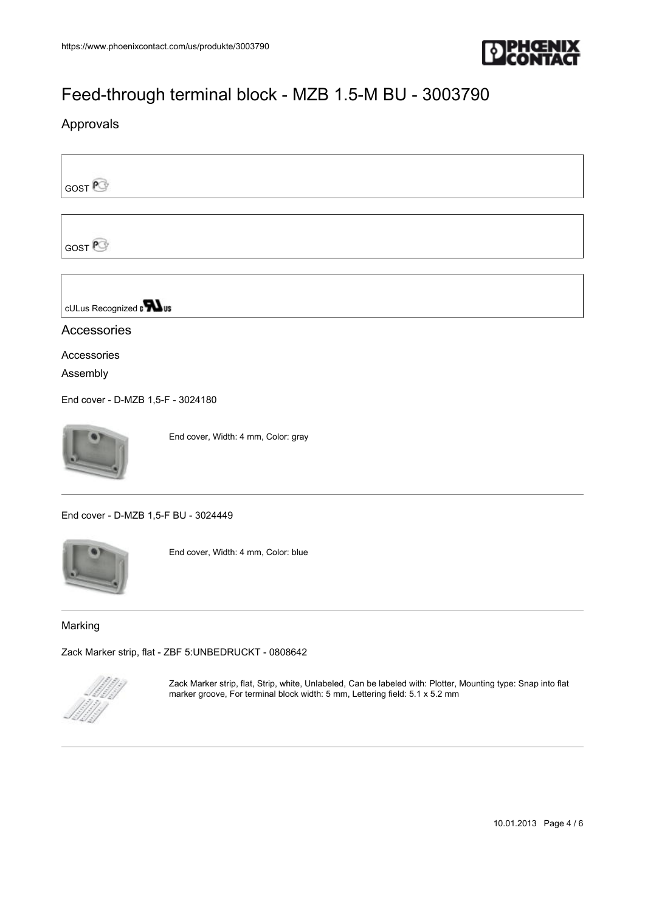# Feed-through terminal block - MZB 1.5-M BU - 3003790

## Approvals

GOST

GOST

cULus Recognized

## Accessories

Accessories

Assembly

End cover - D-MZB 1,5-F - 3024180

End cover, Width: 4 mm, Color: gray

End cover - D-MZB 1,5-F BU - 3024449

End cover, Width: 4 mm, Color: blue

Marking

Zack Marker strip, flat - ZBF 5:UNBEDRUCKT - 0808642

Zack Marker strip, flat, Strip, white, Unlabeled, Can be labeled with: Plotter, Mounting type: Snap into flat marker groove, For terminal block width: 5 mm, Lettering field: 5.1 x 5.2 mm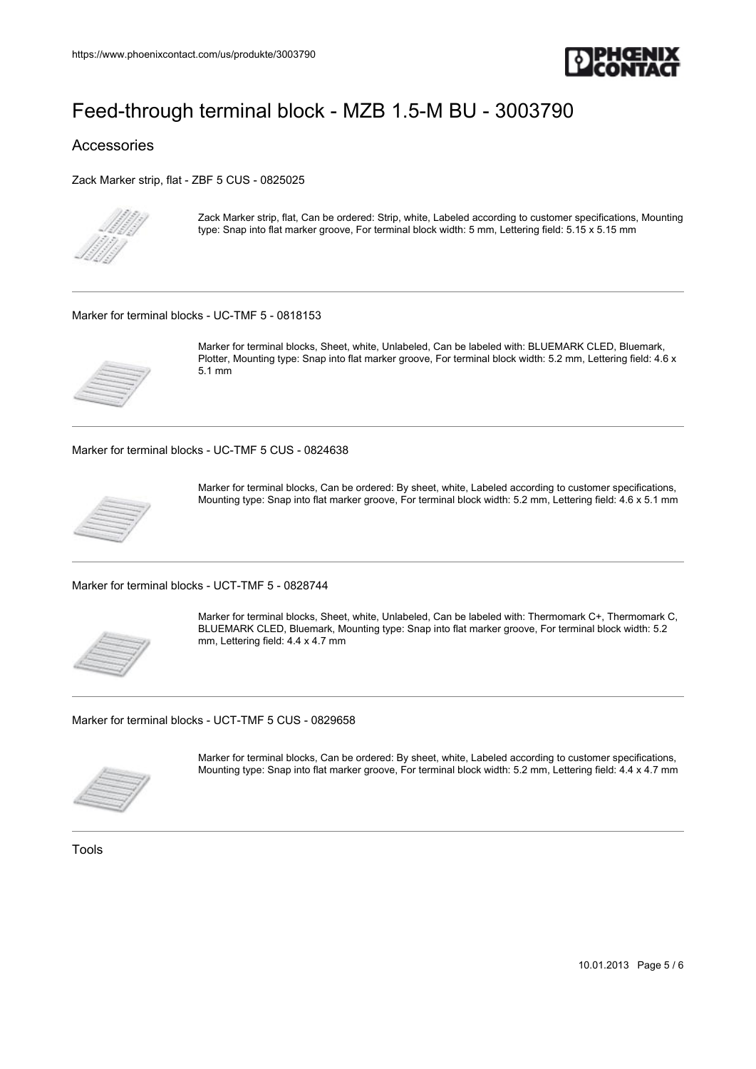# Feed-through terminal block - MZB 1.5-M BU - 3003790

## Accessories

### Zack Marker strip, flat - ZBF 5 CUS - 0825025

Zack Marker strip, flat, Can be ordered: Strip, white, Labeled according to customer specifications, Mounting type: Snap into flat marker groove, For terminal block width: 5 mm, Lettering field: 5.15 x 5.15 mm

---

### Marker for terminal blocks - UC-TMF 5 - 0818153

Marker for terminal blocks, Sheet, white, Unlabeled, Can be labeled with: BLUEMARK CLED, Bluemark, Plotter, Mounting type: Snap into flat marker groove, For terminal block width: 5.2 mm, Lettering field: 4.6 x 5.1 mm

---

### Marker for terminal blocks - UC-TMF 5 CUS - 0824638

Marker for terminal blocks, Can be ordered: By sheet, white, Labeled according to customer specifications, Mounting type: Snap into flat marker groove, For terminal block width: 5.2 mm, Lettering field: 4.6 x 5.1 mm

---

### Marker for terminal blocks - UCT-TMF 5 - 0828744

Marker for terminal blocks, Sheet, white, Unlabeled, Can be labeled with: Thermomark C+, Thermomark C, BLUEMARK CLED, Bluemark, Mounting type: Snap into flat marker groove, For terminal block width: 5.2 mm, Lettering field: 4.4 x 4.7 mm

---

### Marker for terminal blocks - UCT-TMF 5 CUS - 0829658

Marker for terminal blocks, Can be ordered: By sheet, white, Labeled according to customer specifications, Mounting type: Snap into flat marker groove, For terminal block width: 5.2 mm, Lettering field: 4.4 x 4.7 mm

---

## Tools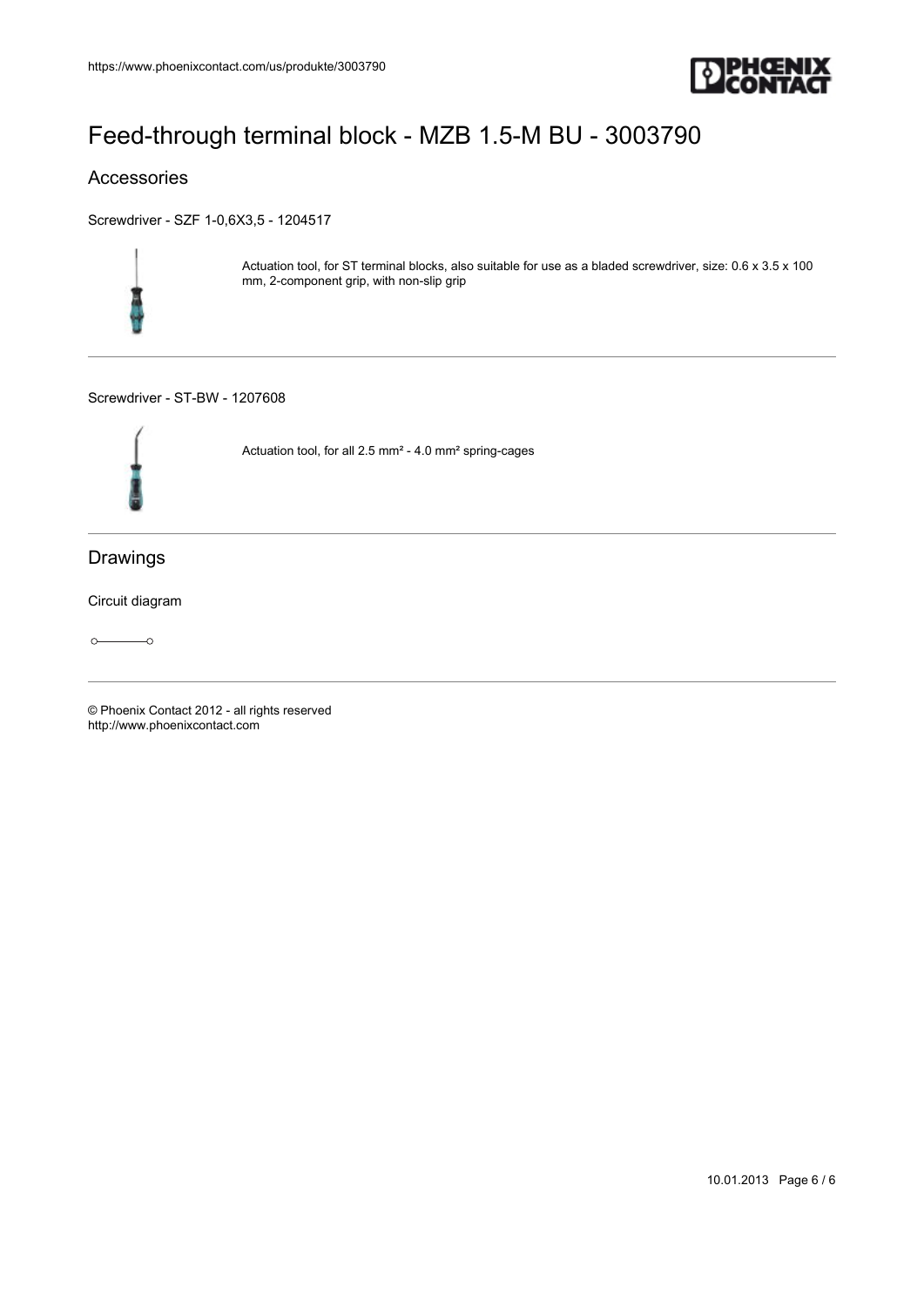# Feed-through terminal block - MZB 1.5-M BU - 3003790

## Accessories

Screwdriver - SZF 1-0,6X3,5 - 1204517

Actuation tool, for ST terminal blocks, also suitable for use as a bladed screwdriver, size: 0.6 x 3.5 x 100 mm, 2-component grip, with non-slip grip

---

Screwdriver - ST-BW - 1207608

Actuation tool, for all 2.5 mm² - 4.0 mm² spring-cages

---

## Drawings

Circuit diagram

---

© Phoenix Contact 2012 - all rights reserved
http://www.phoenixcontact.com